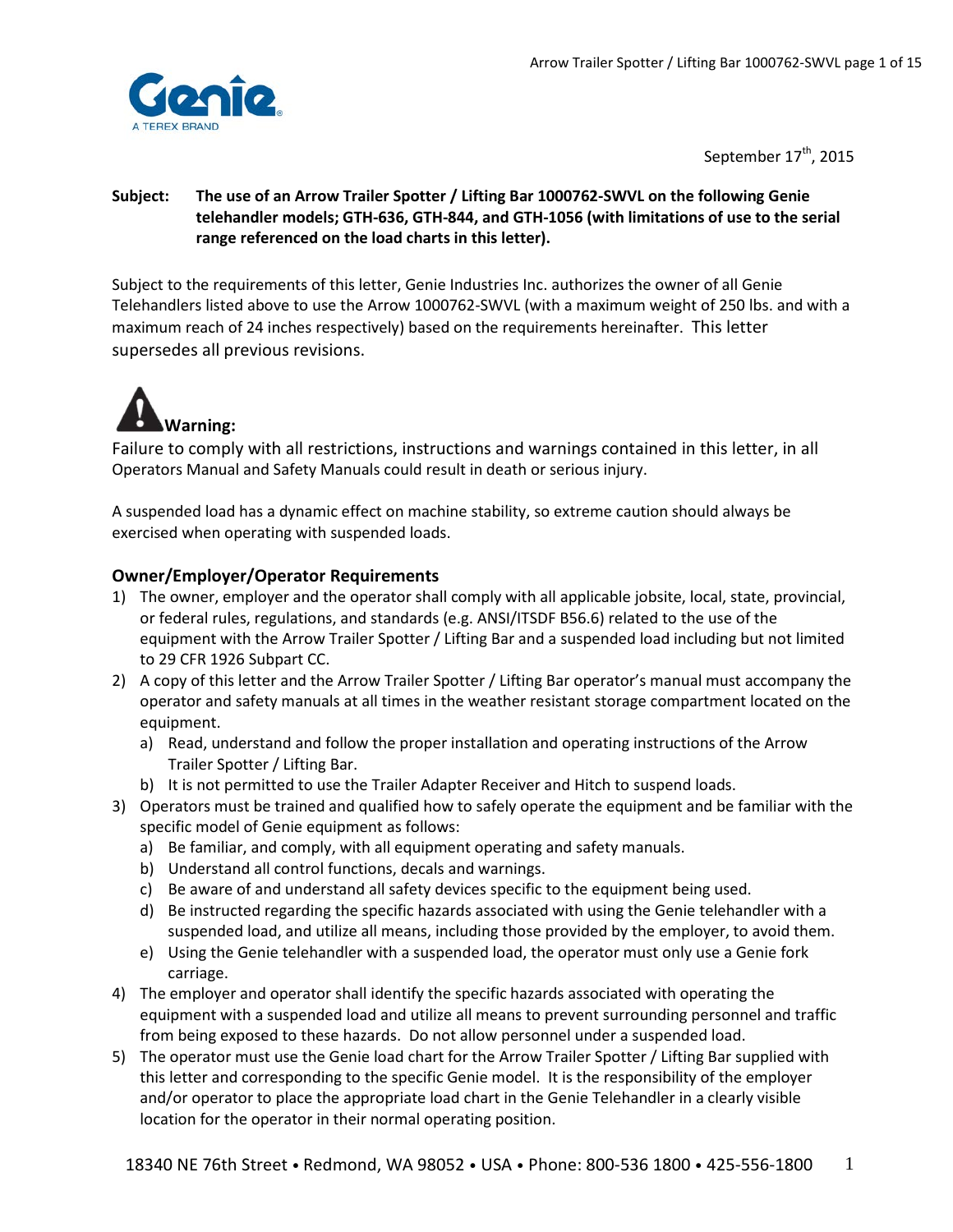Genie
A TEREX BRAND

September 17th, 2015

**Subject: The use of an Arrow Trailer Spotter / Lifting Bar 1000762-SWVL on the following Genie telehandler models; GTH-636, GTH-844, and GTH-1056 (with limitations of use to the serial range referenced on the load charts in this letter).**

Subject to the requirements of this letter, Genie Industries Inc. authorizes the owner of all Genie Telehandlers listed above to use the Arrow 1000762-SWVL (with a maximum weight of 250 lbs. and with a maximum reach of 24 inches respectively) based on the requirements hereinafter. This letter supersedes all previous revisions.

**Warning:**

Failure to comply with all restrictions, instructions and warnings contained in this letter, in all Operators Manual and Safety Manuals could result in death or serious injury.

A suspended load has a dynamic effect on machine stability, so extreme caution should always be exercised when operating with suspended loads.

## Owner/Employer/Operator Requirements

1) The owner, employer and the operator shall comply with all applicable jobsite, local, state, provincial, or federal rules, regulations, and standards (e.g. ANSI/ITSDF B56.6) related to the use of the equipment with the Arrow Trailer Spotter / Lifting Bar and a suspended load including but not limited to 29 CFR 1926 Subpart CC.
2) A copy of this letter and the Arrow Trailer Spotter / Lifting Bar operator's manual must accompany the operator and safety manuals at all times in the weather resistant storage compartment located on the equipment.
   a) Read, understand and follow the proper installation and operating instructions of the Arrow Trailer Spotter / Lifting Bar.
   b) It is not permitted to use the Trailer Adapter Receiver and Hitch to suspend loads.
3) Operators must be trained and qualified how to safely operate the equipment and be familiar with the specific model of Genie equipment as follows:
   a) Be familiar, and comply, with all equipment operating and safety manuals.
   b) Understand all control functions, decals and warnings.
   c) Be aware of and understand all safety devices specific to the equipment being used.
   d) Be instructed regarding the specific hazards associated with using the Genie telehandler with a suspended load, and utilize all means, including those provided by the employer, to avoid them.
   e) Using the Genie telehandler with a suspended load, the operator must only use a Genie fork carriage.
4) The employer and operator shall identify the specific hazards associated with operating the equipment with a suspended load and utilize all means to prevent surrounding personnel and traffic from being exposed to these hazards. Do not allow personnel under a suspended load.
5) The operator must use the Genie load chart for the Arrow Trailer Spotter / Lifting Bar supplied with this letter and corresponding to the specific Genie model. It is the responsibility of the employer and/or operator to place the appropriate load chart in the Genie Telehandler in a clearly visible location for the operator in their normal operating position.

18340 NE 76th Street • Redmond, WA 98052 • USA • Phone: 800-536 1800 • 425-556-1800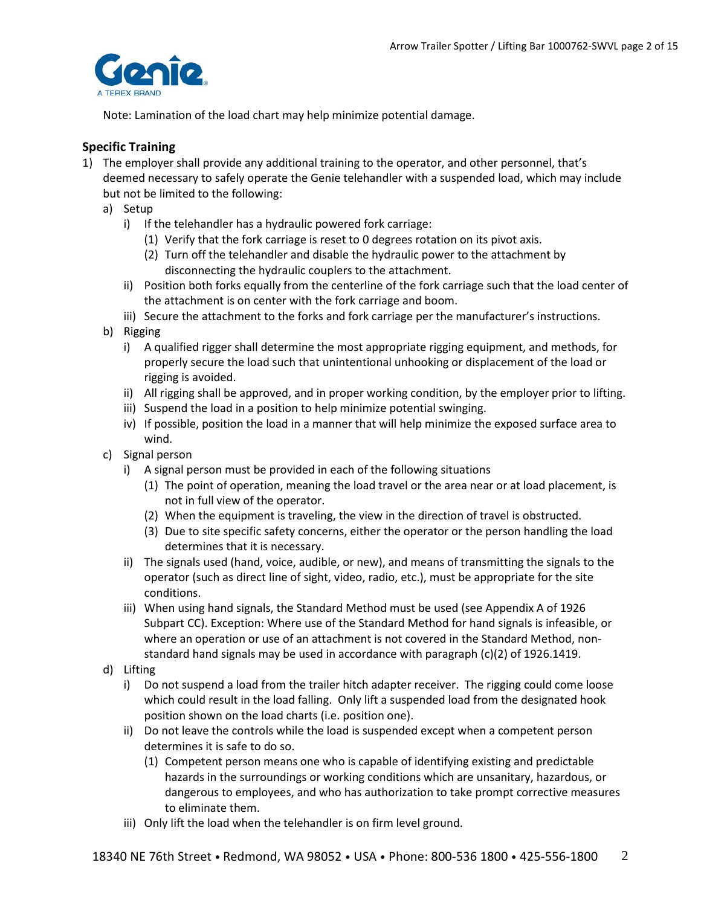Note: Lamination of the load chart may help minimize potential damage.

## Specific Training

1) The employer shall provide any additional training to the operator, and other personnel, that's deemed necessary to safely operate the Genie telehandler with a suspended load, which may include but not be limited to the following:
   a) Setup
      i) If the telehandler has a hydraulic powered fork carriage:
         (1) Verify that the fork carriage is reset to 0 degrees rotation on its pivot axis.
         (2) Turn off the telehandler and disable the hydraulic power to the attachment by disconnecting the hydraulic couplers to the attachment.
      ii) Position both forks equally from the centerline of the fork carriage such that the load center of the attachment is on center with the fork carriage and boom.
      iii) Secure the attachment to the forks and fork carriage per the manufacturer's instructions.
   b) Rigging
      i) A qualified rigger shall determine the most appropriate rigging equipment, and methods, for properly secure the load such that unintentional unhooking or displacement of the load or rigging is avoided.
      ii) All rigging shall be approved, and in proper working condition, by the employer prior to lifting.
      iii) Suspend the load in a position to help minimize potential swinging.
      iv) If possible, position the load in a manner that will help minimize the exposed surface area to wind.
   c) Signal person
      i) A signal person must be provided in each of the following situations
         (1) The point of operation, meaning the load travel or the area near or at load placement, is not in full view of the operator.
         (2) When the equipment is traveling, the view in the direction of travel is obstructed.
         (3) Due to site specific safety concerns, either the operator or the person handling the load determines that it is necessary.
      ii) The signals used (hand, voice, audible, or new), and means of transmitting the signals to the operator (such as direct line of sight, video, radio, etc.), must be appropriate for the site conditions.
      iii) When using hand signals, the Standard Method must be used (see Appendix A of 1926 Subpart CC). Exception: Where use of the Standard Method for hand signals is infeasible, or where an operation or use of an attachment is not covered in the Standard Method, non-standard hand signals may be used in accordance with paragraph (c)(2) of 1926.1419.
   d) Lifting
      i) Do not suspend a load from the trailer hitch adapter receiver. The rigging could come loose which could result in the load falling. Only lift a suspended load from the designated hook position shown on the load charts (i.e. position one).
      ii) Do not leave the controls while the load is suspended except when a competent person determines it is safe to do so.
         (1) Competent person means one who is capable of identifying existing and predictable hazards in the surroundings or working conditions which are unsanitary, hazardous, or dangerous to employees, and who has authorization to take prompt corrective measures to eliminate them.
      iii) Only lift the load when the telehandler is on firm level ground.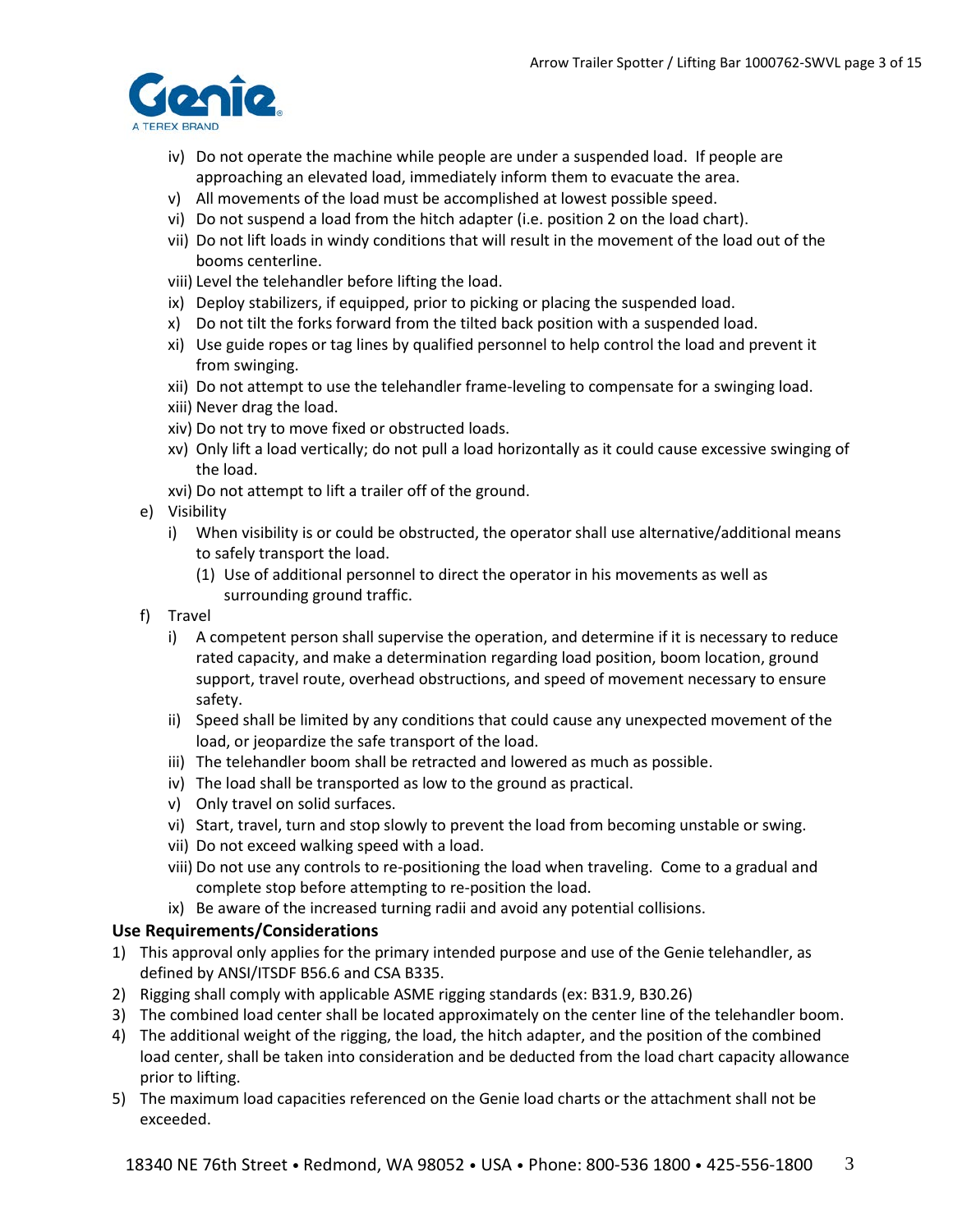iv) Do not operate the machine while people are under a suspended load. If people are approaching an elevated load, immediately inform them to evacuate the area.
   v) All movements of the load must be accomplished at lowest possible speed.
   vi) Do not suspend a load from the hitch adapter (i.e. position 2 on the load chart).
   vii) Do not lift loads in windy conditions that will result in the movement of the load out of the booms centerline.
   viii) Level the telehandler before lifting the load.
   ix) Deploy stabilizers, if equipped, prior to picking or placing the suspended load.
   x) Do not tilt the forks forward from the tilted back position with a suspended load.
   xi) Use guide ropes or tag lines by qualified personnel to help control the load and prevent it from swinging.
   xii) Do not attempt to use the telehandler frame-leveling to compensate for a swinging load.
   xiii) Never drag the load.
   xiv) Do not try to move fixed or obstructed loads.
   xv) Only lift a load vertically; do not pull a load horizontally as it could cause excessive swinging of the load.
   xvi) Do not attempt to lift a trailer off of the ground.

e) Visibility
   i) When visibility is or could be obstructed, the operator shall use alternative/additional means to safely transport the load.
      (1) Use of additional personnel to direct the operator in his movements as well as surrounding ground traffic.

f) Travel
   i) A competent person shall supervise the operation, and determine if it is necessary to reduce rated capacity, and make a determination regarding load position, boom location, ground support, travel route, overhead obstructions, and speed of movement necessary to ensure safety.
   ii) Speed shall be limited by any conditions that could cause any unexpected movement of the load, or jeopardize the safe transport of the load.
   iii) The telehandler boom shall be retracted and lowered as much as possible.
   iv) The load shall be transported as low to the ground as practical.
   v) Only travel on solid surfaces.
   vi) Start, travel, turn and stop slowly to prevent the load from becoming unstable or swing.
   vii) Do not exceed walking speed with a load.
   viii) Do not use any controls to re-positioning the load when traveling. Come to a gradual and complete stop before attempting to re-position the load.
   ix) Be aware of the increased turning radii and avoid any potential collisions.

**Use Requirements/Considerations**

1) This approval only applies for the primary intended purpose and use of the Genie telehandler, as defined by ANSI/ITSDF B56.6 and CSA B335.
2) Rigging shall comply with applicable ASME rigging standards (ex: B31.9, B30.26)
3) The combined load center shall be located approximately on the center line of the telehandler boom.
4) The additional weight of the rigging, the load, the hitch adapter, and the position of the combined load center, shall be taken into consideration and be deducted from the load chart capacity allowance prior to lifting.
5) The maximum load capacities referenced on the Genie load charts or the attachment shall not be exceeded.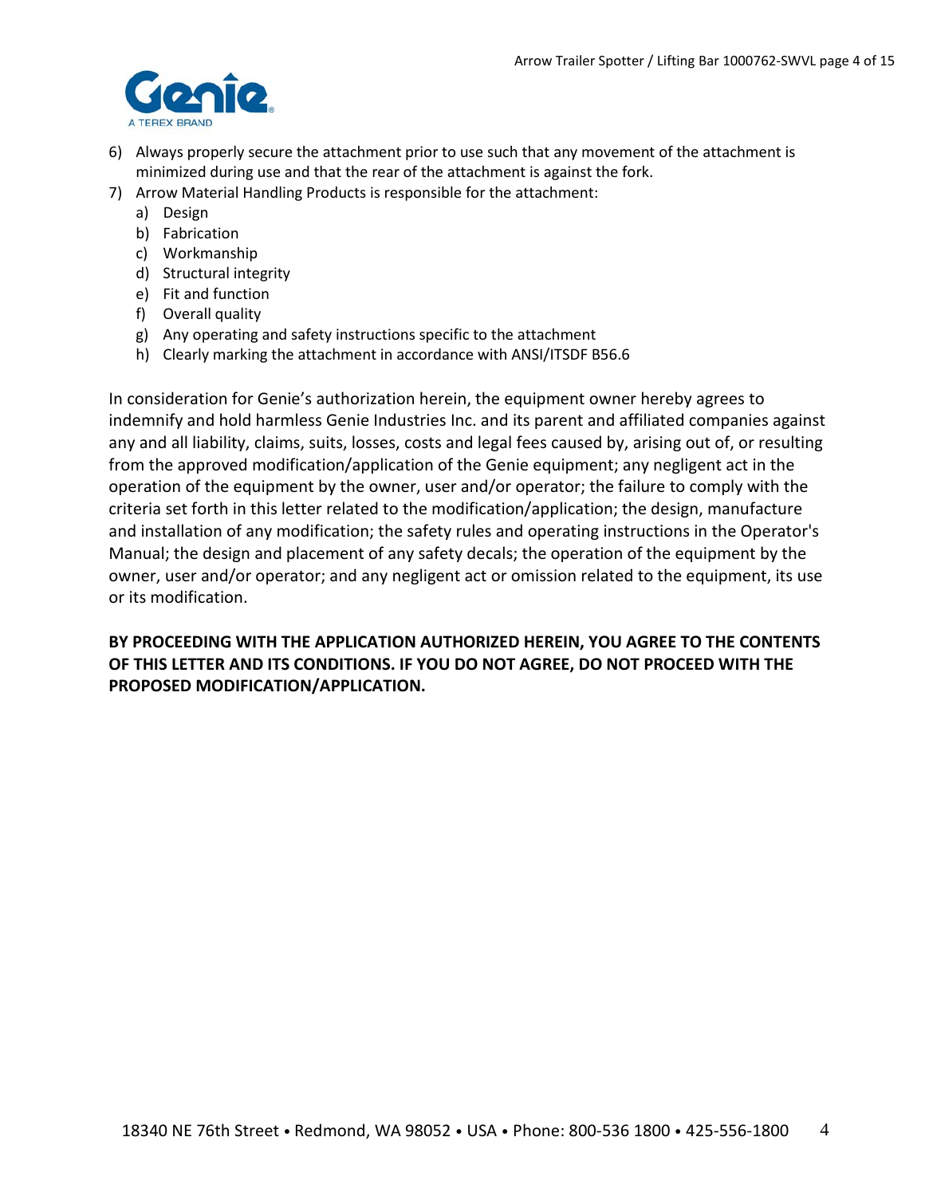6) Always properly secure the attachment prior to use such that any movement of the attachment is minimized during use and that the rear of the attachment is against the fork.
7) Arrow Material Handling Products is responsible for the attachment:
   a) Design
   b) Fabrication
   c) Workmanship
   d) Structural integrity
   e) Fit and function
   f) Overall quality
   g) Any operating and safety instructions specific to the attachment
   h) Clearly marking the attachment in accordance with ANSI/ITSDF B56.6

In consideration for Genie's authorization herein, the equipment owner hereby agrees to indemnify and hold harmless Genie Industries Inc. and its parent and affiliated companies against any and all liability, claims, suits, losses, costs and legal fees caused by, arising out of, or resulting from the approved modification/application of the Genie equipment; any negligent act in the operation of the equipment by the owner, user and/or operator; the failure to comply with the criteria set forth in this letter related to the modification/application; the design, manufacture and installation of any modification; the safety rules and operating instructions in the Operator's Manual; the design and placement of any safety decals; the operation of the equipment by the owner, user and/or operator; and any negligent act or omission related to the equipment, its use or its modification.

**BY PROCEEDING WITH THE APPLICATION AUTHORIZED HEREIN, YOU AGREE TO THE CONTENTS OF THIS LETTER AND ITS CONDITIONS. IF YOU DO NOT AGREE, DO NOT PROCEED WITH THE PROPOSED MODIFICATION/APPLICATION.**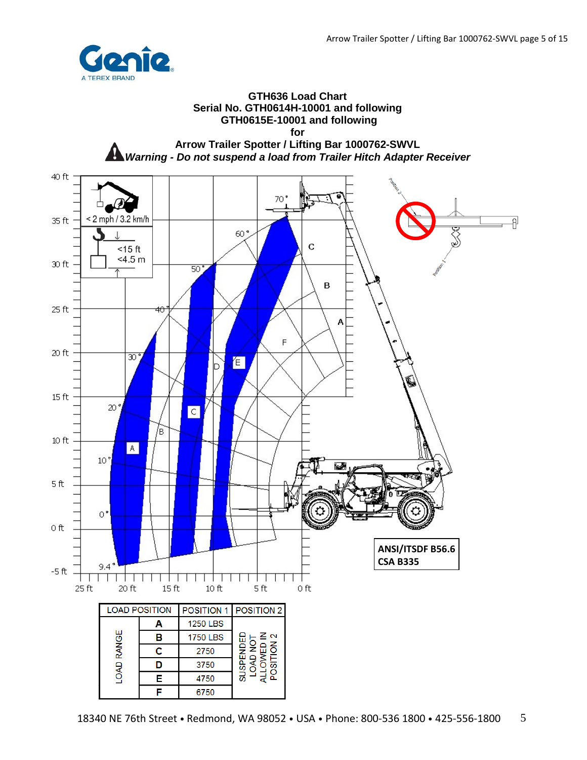## GTH636 Load Chart
## Serial No. GTH0614H-10001 and following
## GTH0615E-10001 and following
## for
## Arrow Trailer Spotter / Lifting Bar 1000762-SWVL

***Warning - Do not suspend a load from Trailer Hitch Adapter Receiver***

< 2 mph / 3.2 km/h

<15 ft
<4.5 m

ANSI/ITSDF B56.6
CSA B335

| LOAD POSITION | | POSITION 1 | POSITION 2 |
|---|---|---|---|
| LOAD RANGE | A | 1250 LBS | SUSPENDED LOAD NOT ALLOWED IN POSITION 2 |
| | B | 1750 LBS | |
| | C | 2750 | |
| | D | 3750 | |
| | E | 4750 | |
| | F | 6750 | |

18340 NE 76th Street • Redmond, WA 98052 • USA • Phone: 800-536 1800 • 425-556-1800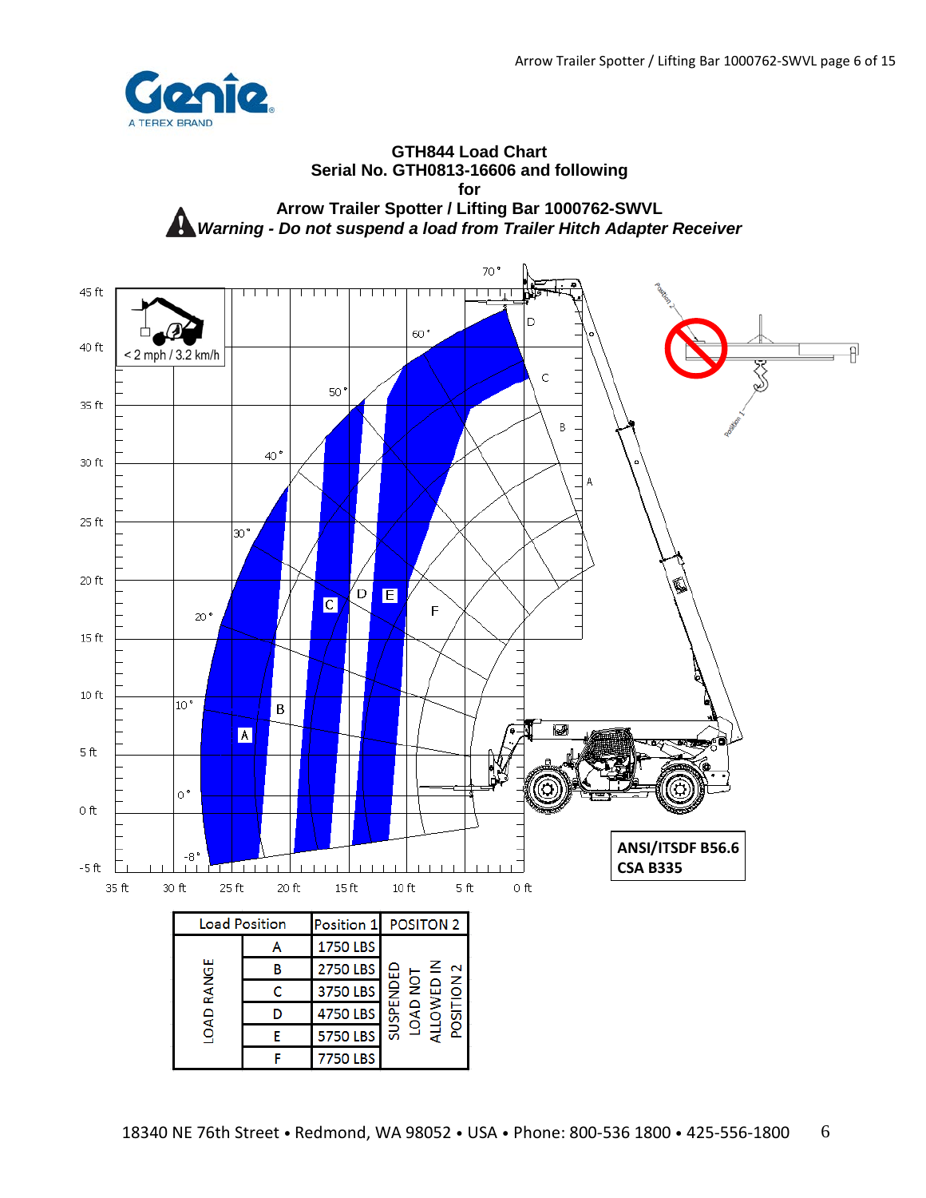**GTH844 Load Chart**
**Serial No. GTH0813-16606 and following**
**for**
**Arrow Trailer Spotter / Lifting Bar 1000762-SWVL**

***Warning - Do not suspend a load from Trailer Hitch Adapter Receiver***

< 2 mph / 3.2 km/h

**ANSI/ITSDF B56.6**
**CSA B335**

| Load Position | | Position 1 | POSITON 2 |
|---|---|---|---|
| LOAD RANGE | A | 1750 LBS | SUSPENDED LOAD NOT ALLOWED IN POSITION 2 |
| | B | 2750 LBS | |
| | C | 3750 LBS | |
| | D | 4750 LBS | |
| | E | 5750 LBS | |
| | F | 7750 LBS | |

18340 NE 76th Street • Redmond, WA 98052 • USA • Phone: 800-536 1800 • 425-556-1800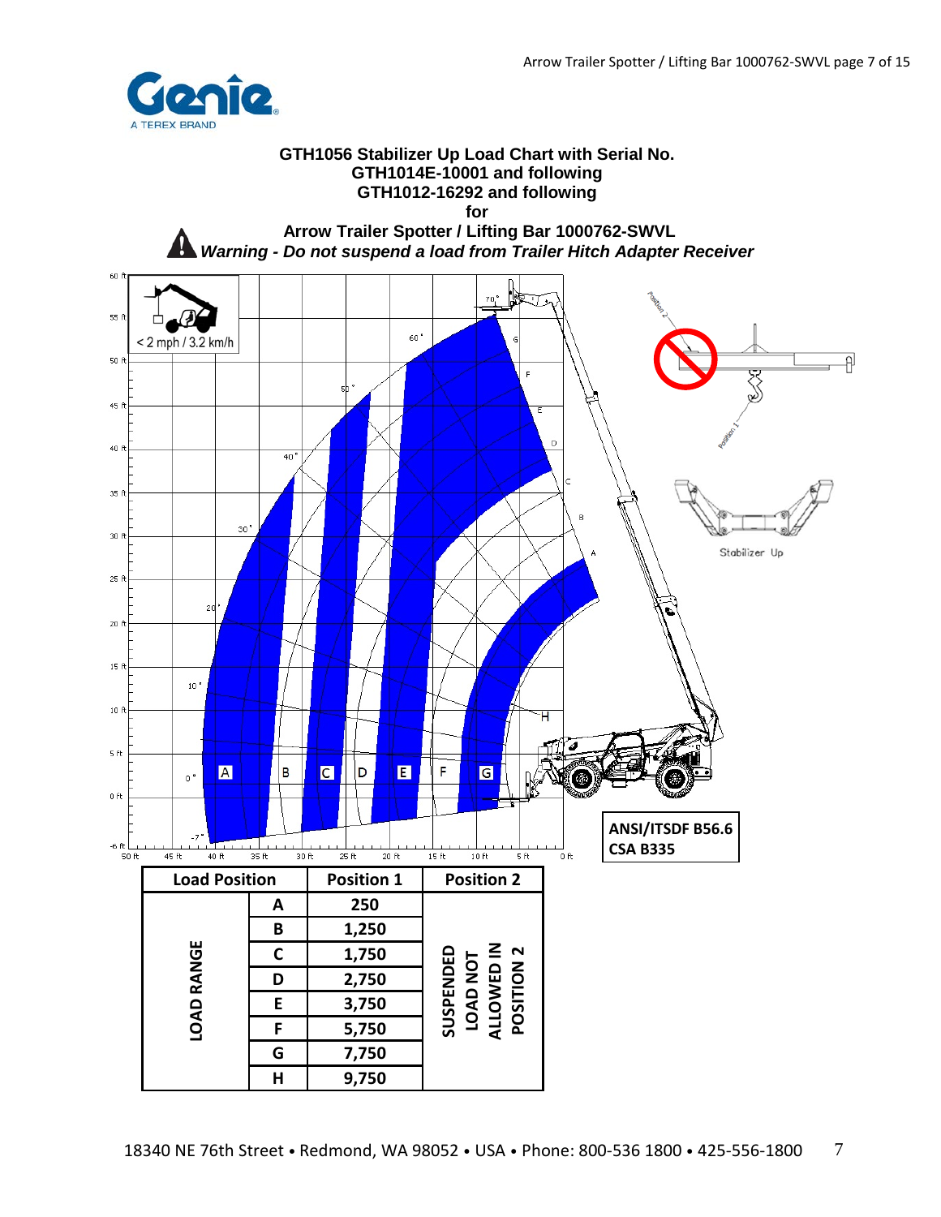## GTH1056 Stabilizer Up Load Chart with Serial No. GTH1014E-10001 and following GTH1012-16292 and following for Arrow Trailer Spotter / Lifting Bar 1000762-SWVL

***Warning - Do not suspend a load from Trailer Hitch Adapter Receiver***

< 2 mph / 3.2 km/h

Stabilizer Up

**ANSI/ITSDF B56.6**
**CSA B335**

| Load Position | | Position 1 | Position 2 |
|---|---|---|---|
| LOAD RANGE | A | 250 | SUSPENDED LOAD NOT ALLOWED IN POSITION 2 |
| | B | 1,250 | |
| | C | 1,750 | |
| | D | 2,750 | |
| | E | 3,750 | |
| | F | 5,750 | |
| | G | 7,750 | |
| | H | 9,750 | |

18340 NE 76th Street • Redmond, WA 98052 • USA • Phone: 800-536 1800 • 425-556-1800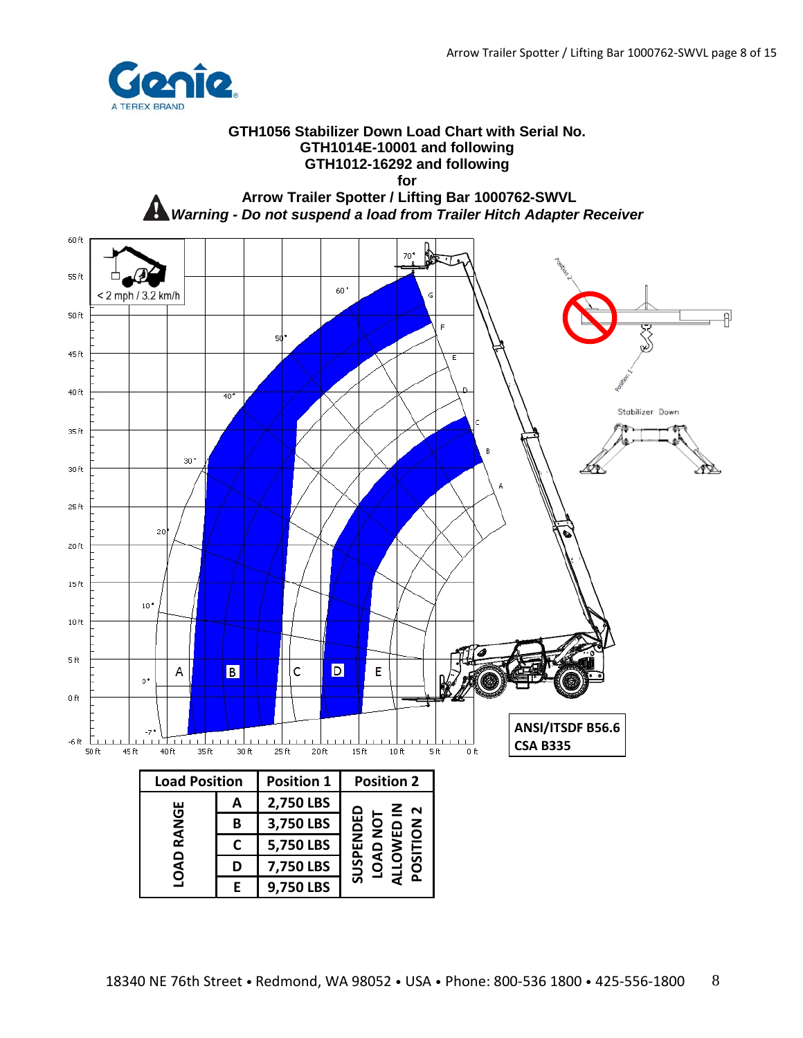# GTH1056 Stabilizer Down Load Chart with Serial No. GTH1014E-10001 and following GTH1012-16292 and following for Arrow Trailer Spotter / Lifting Bar 1000762-SWVL

***Warning - Do not suspend a load from Trailer Hitch Adapter Receiver***

60 ft
55 ft
50 ft
45 ft
40 ft
35 ft
30 ft
25 ft
20 ft
15 ft
10 ft
5 ft
0 ft
-6 ft

50 ft 45 ft 40 ft 35 ft 30 ft 25 ft 20 ft 15 ft 10 ft 5 ft 0 ft

< 2 mph / 3.2 km/h

70°
60°
50°
40°
30°
20°
10°
0°
-7°

A B C D E F G

A B C D E

Position 2

Position 1

Stabilizer Down

ANSI/ITSDF B56.6
CSA B335

| Load Position | | Position 1 | Position 2 |
|---|---|---|---|
| LOAD RANGE | A | 2,750 LBS | SUSPENDED LOAD NOT ALLOWED IN POSITION 2 |
| | B | 3,750 LBS | |
| | C | 5,750 LBS | |
| | D | 7,750 LBS | |
| | E | 9,750 LBS | |

18340 NE 76th Street • Redmond, WA 98052 • USA • Phone: 800-536 1800 • 425-556-1800